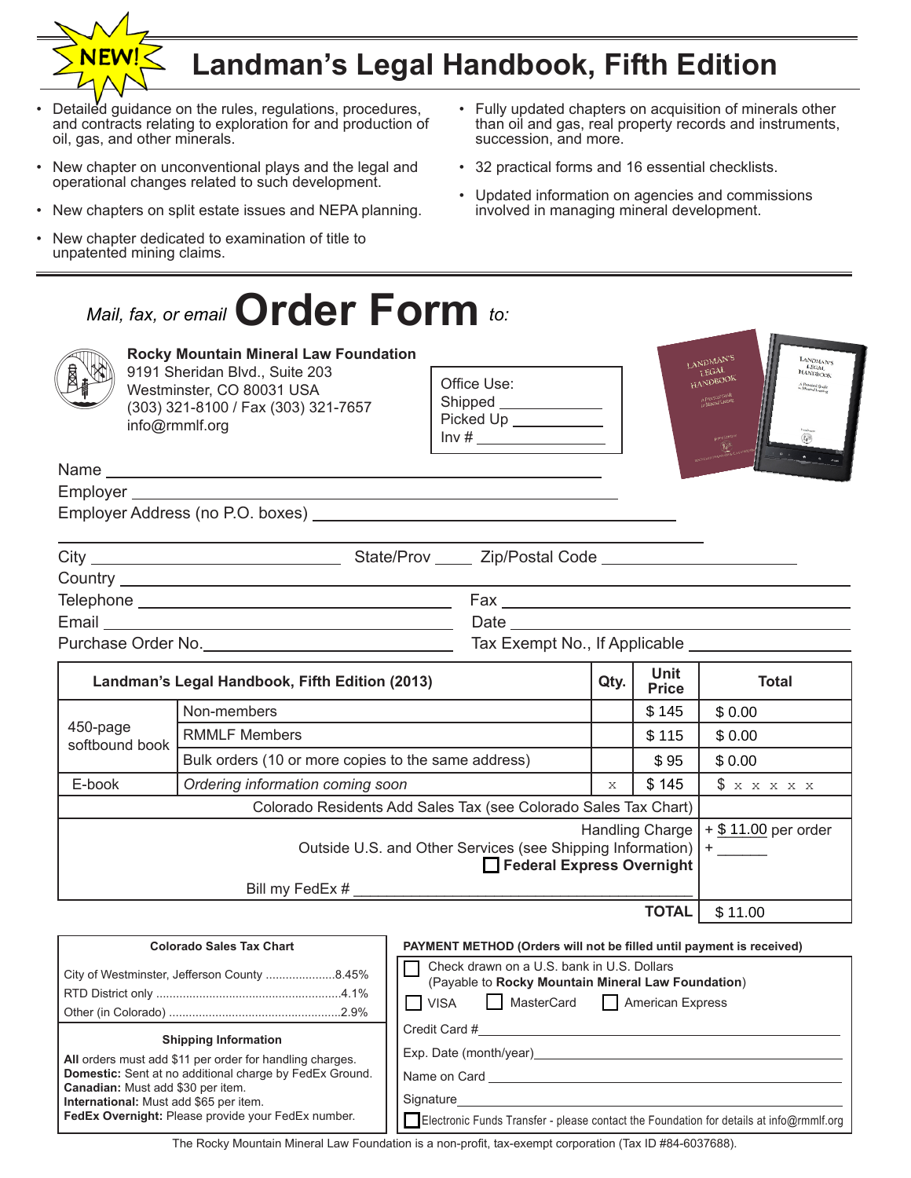NEW!

# Landman's Legal Handbook, Fifth Edition

- Detailed guidance on the rules, regulations, procedures, and contracts relating to exploration for and production of oil, gas, and other minerals.
- New chapter on unconventional plays and the legal and operational changes related to such development.
- New chapters on split estate issues and NEPA planning.
- New chapter dedicated to examination of title to unpatented mining claims.
- Fully updated chapters on acquisition of minerals other than oil and gas, real property records and instruments, succession, and more.
- 32 practical forms and 16 essential checklists.
- Updated information on agencies and commissions involved in managing mineral development.

## *Mail, fax, or email* Order Form *to:*

**Rocky Mountain Mineral Law Foundation**
9191 Sheridan Blvd., Suite 203
Westminster, CO 80031 USA
(303) 321-8100 / Fax (303) 321-7657
info@rmmlf.org

Office Use:
Shipped ____________
Picked Up ____________
Inv # ____________

Name ____________
Employer ____________
Employer Address (no P.O. boxes) ____________

City ____________ State/Prov ____ Zip/Postal Code ____________
Country ____________
Telephone ____________ Fax ____________
Email ____________ Date ____________
Purchase Order No. ____________ Tax Exempt No., If Applicable ____________

| Landman's Legal Handbook, Fifth Edition (2013) | | Qty. | Unit Price | Total |
|---|---|---|---|---|
| 450-page softbound book | Non-members | | $ 145 | $ 0.00 |
| | RMMLF Members | | $ 115 | $ 0.00 |
| | Bulk orders (10 or more copies to the same address) | | $ 95 | $ 0.00 |
| E-book | *Ordering information coming soon* | x | $ 145 | $ x x x x x |
| Colorado Residents Add Sales Tax (see Colorado Sales Tax Chart) | | | | |
| Handling Charge<br>Outside U.S. and Other Services (see Shipping Information)<br>☐ **Federal Express Overnight**<br>Bill my FedEx # ____________ | | | | + $ 11.00 per order<br>+ ______ |
| | | | **TOTAL** | $ 11.00 |

**Colorado Sales Tax Chart**

| | |
|---|---|
| City of Westminster, Jefferson County | 8.45% |
| RTD District only | 4.1% |
| Other (in Colorado) | 2.9% |

**Shipping Information**

**All** orders must add $11 per order for handling charges.
**Domestic:** Sent at no additional charge by FedEx Ground.
**Canadian:** Must add $30 per item.
**International:** Must add $65 per item.
**FedEx Overnight:** Please provide your FedEx number.

**PAYMENT METHOD (Orders will not be filled until payment is received)**

☐ Check drawn on a U.S. bank in U.S. Dollars (Payable to **Rocky Mountain Mineral Law Foundation**)

☐ VISA ☐ MasterCard ☐ American Express

Credit Card # ____________
Exp. Date (month/year) ____________
Name on Card ____________
Signature ____________

☐ Electronic Funds Transfer - please contact the Foundation for details at info@rmmlf.org

The Rocky Mountain Mineral Law Foundation is a non-profit, tax-exempt corporation (Tax ID #84-6037688).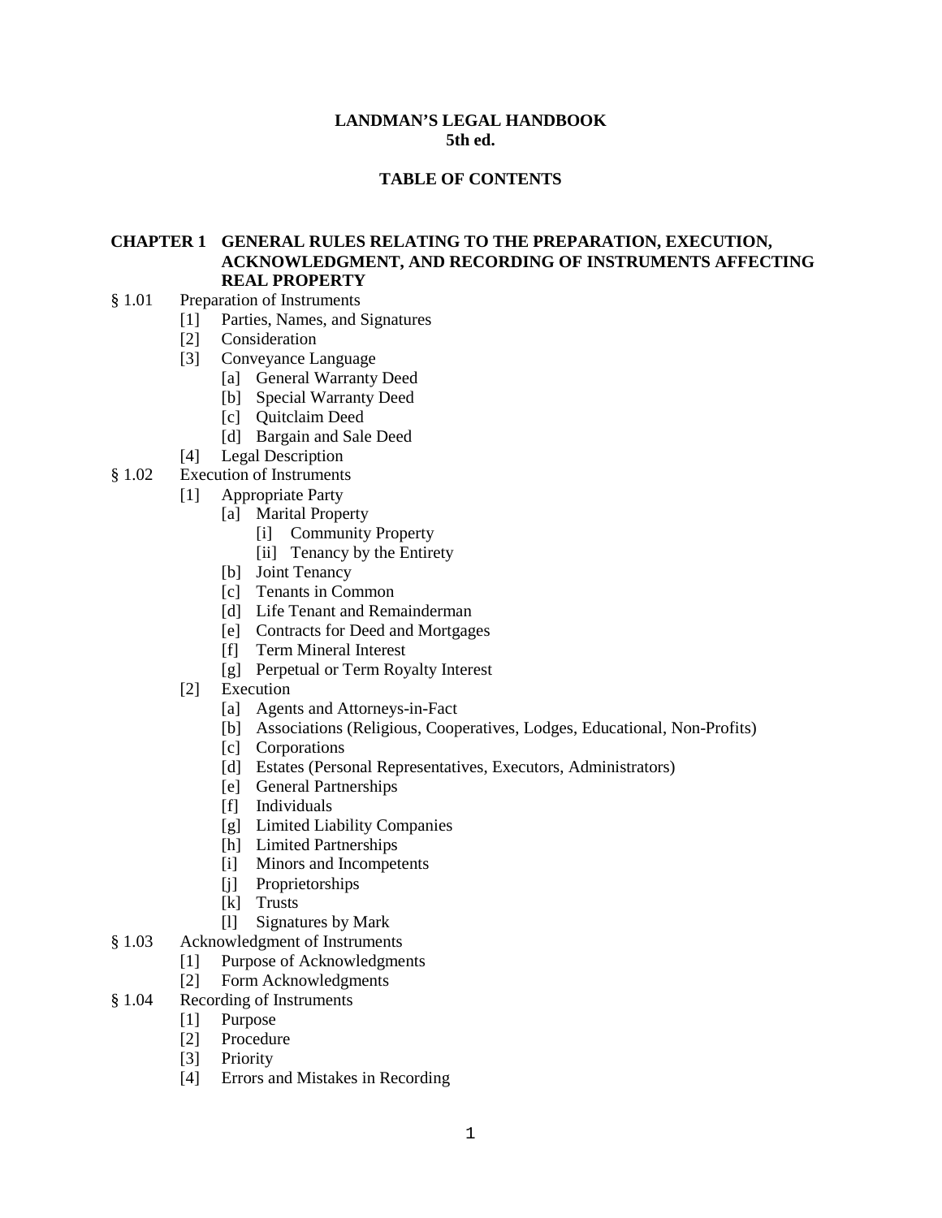**LANDMAN'S LEGAL HANDBOOK**
**5th ed.**

**TABLE OF CONTENTS**

## CHAPTER 1 GENERAL RULES RELATING TO THE PREPARATION, EXECUTION, ACKNOWLEDGMENT, AND RECORDING OF INSTRUMENTS AFFECTING REAL PROPERTY

- § 1.01 Preparation of Instruments
  - [1] Parties, Names, and Signatures
  - [2] Consideration
  - [3] Conveyance Language
    - [a] General Warranty Deed
    - [b] Special Warranty Deed
    - [c] Quitclaim Deed
    - [d] Bargain and Sale Deed
  - [4] Legal Description
- § 1.02 Execution of Instruments
  - [1] Appropriate Party
    - [a] Marital Property
      - [i] Community Property
      - [ii] Tenancy by the Entirety
    - [b] Joint Tenancy
    - [c] Tenants in Common
    - [d] Life Tenant and Remainderman
    - [e] Contracts for Deed and Mortgages
    - [f] Term Mineral Interest
    - [g] Perpetual or Term Royalty Interest
  - [2] Execution
    - [a] Agents and Attorneys-in-Fact
    - [b] Associations (Religious, Cooperatives, Lodges, Educational, Non-Profits)
    - [c] Corporations
    - [d] Estates (Personal Representatives, Executors, Administrators)
    - [e] General Partnerships
    - [f] Individuals
    - [g] Limited Liability Companies
    - [h] Limited Partnerships
    - [i] Minors and Incompetents
    - [j] Proprietorships
    - [k] Trusts
    - [l] Signatures by Mark
- § 1.03 Acknowledgment of Instruments
  - [1] Purpose of Acknowledgments
  - [2] Form Acknowledgments
- § 1.04 Recording of Instruments
  - [1] Purpose
  - [2] Procedure
  - [3] Priority
  - [4] Errors and Mistakes in Recording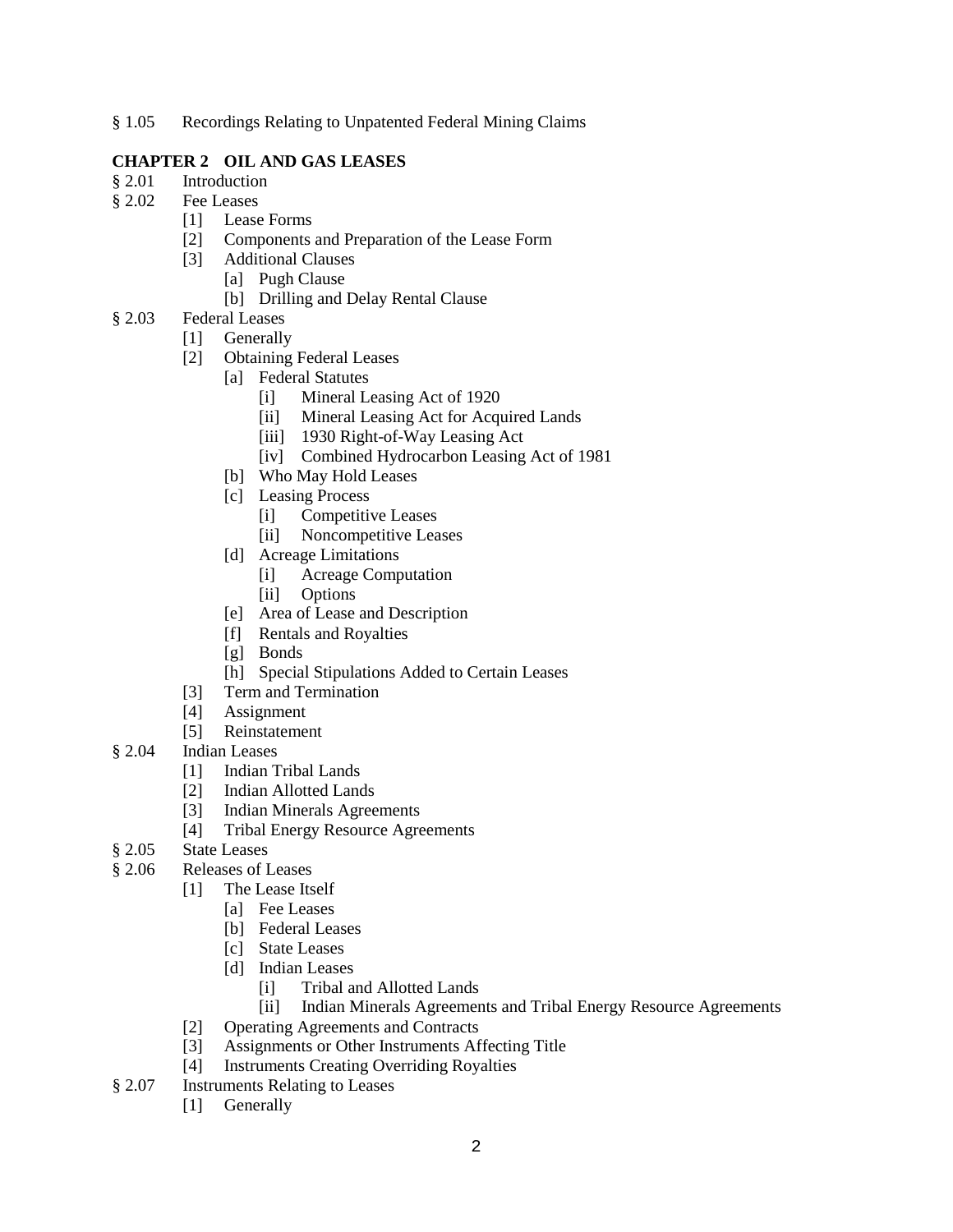§ 1.05 Recordings Relating to Unpatented Federal Mining Claims

**CHAPTER 2 OIL AND GAS LEASES**

§ 2.01 Introduction
§ 2.02 Fee Leases
- [1] Lease Forms
- [2] Components and Preparation of the Lease Form
- [3] Additional Clauses
  - [a] Pugh Clause
  - [b] Drilling and Delay Rental Clause

§ 2.03 Federal Leases
- [1] Generally
- [2] Obtaining Federal Leases
  - [a] Federal Statutes
    - [i] Mineral Leasing Act of 1920
    - [ii] Mineral Leasing Act for Acquired Lands
    - [iii] 1930 Right-of-Way Leasing Act
    - [iv] Combined Hydrocarbon Leasing Act of 1981
  - [b] Who May Hold Leases
  - [c] Leasing Process
    - [i] Competitive Leases
    - [ii] Noncompetitive Leases
  - [d] Acreage Limitations
    - [i] Acreage Computation
    - [ii] Options
  - [e] Area of Lease and Description
  - [f] Rentals and Royalties
  - [g] Bonds
  - [h] Special Stipulations Added to Certain Leases
- [3] Term and Termination
- [4] Assignment
- [5] Reinstatement

§ 2.04 Indian Leases
- [1] Indian Tribal Lands
- [2] Indian Allotted Lands
- [3] Indian Minerals Agreements
- [4] Tribal Energy Resource Agreements

§ 2.05 State Leases
§ 2.06 Releases of Leases
- [1] The Lease Itself
  - [a] Fee Leases
  - [b] Federal Leases
  - [c] State Leases
  - [d] Indian Leases
    - [i] Tribal and Allotted Lands
    - [ii] Indian Minerals Agreements and Tribal Energy Resource Agreements
- [2] Operating Agreements and Contracts
- [3] Assignments or Other Instruments Affecting Title
- [4] Instruments Creating Overriding Royalties

§ 2.07 Instruments Relating to Leases
- [1] Generally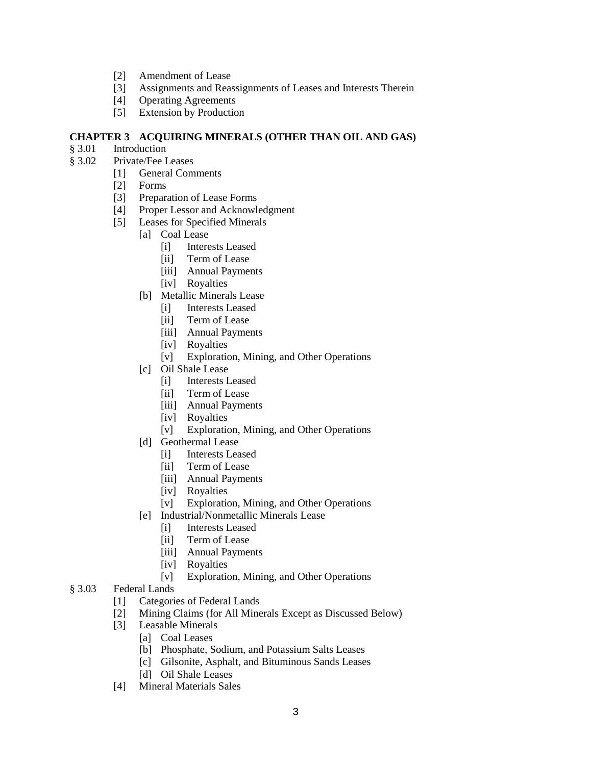- [2] Amendment of Lease
- [3] Assignments and Reassignments of Leases and Interests Therein
- [4] Operating Agreements
- [5] Extension by Production

**CHAPTER 3 ACQUIRING MINERALS (OTHER THAN OIL AND GAS)**

§ 3.01 Introduction

§ 3.02 Private/Fee Leases

- [1] General Comments
- [2] Forms
- [3] Preparation of Lease Forms
- [4] Proper Lessor and Acknowledgment
- [5] Leases for Specified Minerals
  - [a] Coal Lease
    - [i] Interests Leased
    - [ii] Term of Lease
    - [iii] Annual Payments
    - [iv] Royalties
  - [b] Metallic Minerals Lease
    - [i] Interests Leased
    - [ii] Term of Lease
    - [iii] Annual Payments
    - [iv] Royalties
    - [v] Exploration, Mining, and Other Operations
  - [c] Oil Shale Lease
    - [i] Interests Leased
    - [ii] Term of Lease
    - [iii] Annual Payments
    - [iv] Royalties
    - [v] Exploration, Mining, and Other Operations
  - [d] Geothermal Lease
    - [i] Interests Leased
    - [ii] Term of Lease
    - [iii] Annual Payments
    - [iv] Royalties
    - [v] Exploration, Mining, and Other Operations
  - [e] Industrial/Nonmetallic Minerals Lease
    - [i] Interests Leased
    - [ii] Term of Lease
    - [iii] Annual Payments
    - [iv] Royalties
    - [v] Exploration, Mining, and Other Operations

§ 3.03 Federal Lands

- [1] Categories of Federal Lands
- [2] Mining Claims (for All Minerals Except as Discussed Below)
- [3] Leasable Minerals
  - [a] Coal Leases
  - [b] Phosphate, Sodium, and Potassium Salts Leases
  - [c] Gilsonite, Asphalt, and Bituminous Sands Leases
  - [d] Oil Shale Leases
- [4] Mineral Materials Sales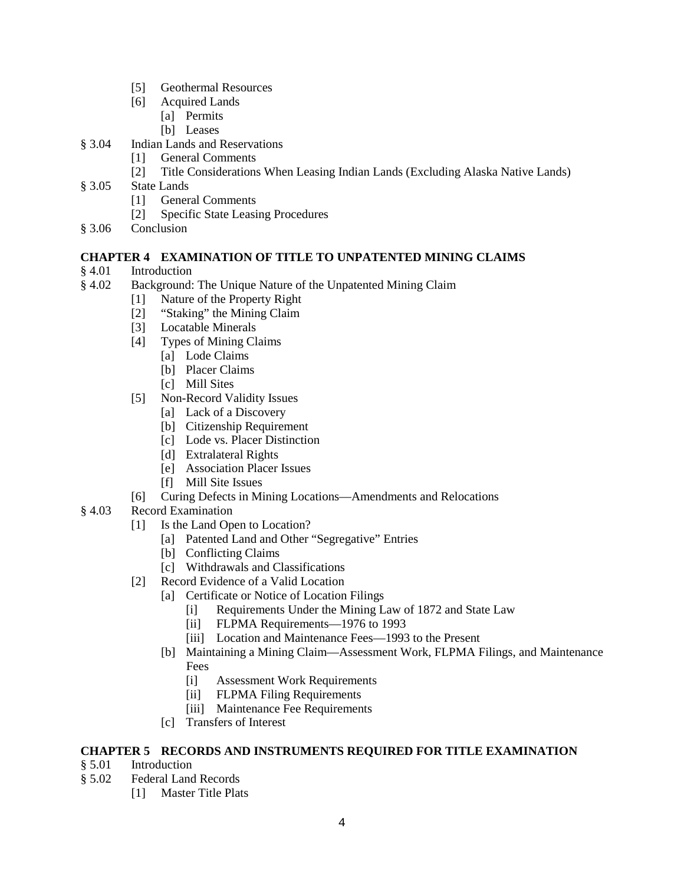- [5] Geothermal Resources
- [6] Acquired Lands
  - [a] Permits
  - [b] Leases

§ 3.04 Indian Lands and Reservations
- [1] General Comments
- [2] Title Considerations When Leasing Indian Lands (Excluding Alaska Native Lands)

§ 3.05 State Lands
- [1] General Comments
- [2] Specific State Leasing Procedures

§ 3.06 Conclusion

**CHAPTER 4 EXAMINATION OF TITLE TO UNPATENTED MINING CLAIMS**

§ 4.01 Introduction

§ 4.02 Background: The Unique Nature of the Unpatented Mining Claim
- [1] Nature of the Property Right
- [2] "Staking" the Mining Claim
- [3] Locatable Minerals
- [4] Types of Mining Claims
  - [a] Lode Claims
  - [b] Placer Claims
  - [c] Mill Sites
- [5] Non-Record Validity Issues
  - [a] Lack of a Discovery
  - [b] Citizenship Requirement
  - [c] Lode vs. Placer Distinction
  - [d] Extralateral Rights
  - [e] Association Placer Issues
  - [f] Mill Site Issues
- [6] Curing Defects in Mining Locations—Amendments and Relocations

§ 4.03 Record Examination
- [1] Is the Land Open to Location?
  - [a] Patented Land and Other "Segregative" Entries
  - [b] Conflicting Claims
  - [c] Withdrawals and Classifications
- [2] Record Evidence of a Valid Location
  - [a] Certificate or Notice of Location Filings
    - [i] Requirements Under the Mining Law of 1872 and State Law
    - [ii] FLPMA Requirements—1976 to 1993
    - [iii] Location and Maintenance Fees—1993 to the Present
  - [b] Maintaining a Mining Claim—Assessment Work, FLPMA Filings, and Maintenance Fees
    - [i] Assessment Work Requirements
    - [ii] FLPMA Filing Requirements
    - [iii] Maintenance Fee Requirements
  - [c] Transfers of Interest

**CHAPTER 5 RECORDS AND INSTRUMENTS REQUIRED FOR TITLE EXAMINATION**

§ 5.01 Introduction

§ 5.02 Federal Land Records
- [1] Master Title Plats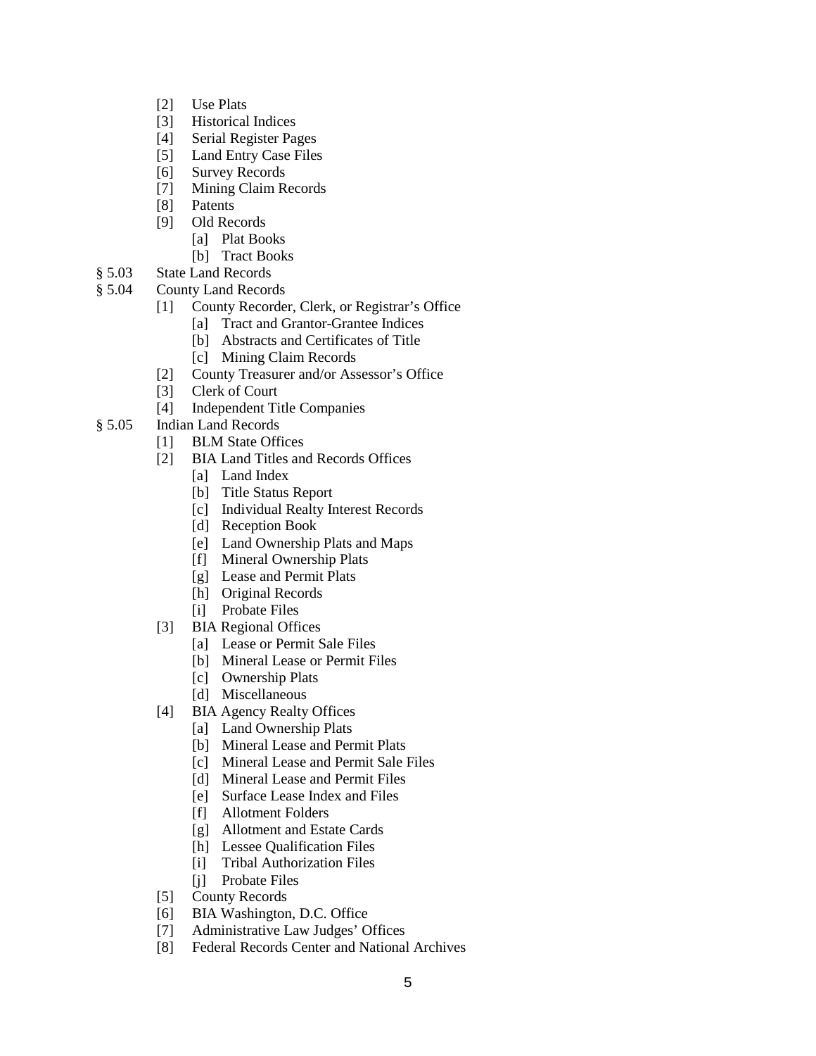- [2] Use Plats
- [3] Historical Indices
- [4] Serial Register Pages
- [5] Land Entry Case Files
- [6] Survey Records
- [7] Mining Claim Records
- [8] Patents
- [9] Old Records
  - [a] Plat Books
  - [b] Tract Books

§ 5.03 State Land Records

§ 5.04 County Land Records

- [1] County Recorder, Clerk, or Registrar's Office
  - [a] Tract and Grantor-Grantee Indices
  - [b] Abstracts and Certificates of Title
  - [c] Mining Claim Records
- [2] County Treasurer and/or Assessor's Office
- [3] Clerk of Court
- [4] Independent Title Companies

§ 5.05 Indian Land Records

- [1] BLM State Offices
- [2] BIA Land Titles and Records Offices
  - [a] Land Index
  - [b] Title Status Report
  - [c] Individual Realty Interest Records
  - [d] Reception Book
  - [e] Land Ownership Plats and Maps
  - [f] Mineral Ownership Plats
  - [g] Lease and Permit Plats
  - [h] Original Records
  - [i] Probate Files
- [3] BIA Regional Offices
  - [a] Lease or Permit Sale Files
  - [b] Mineral Lease or Permit Files
  - [c] Ownership Plats
  - [d] Miscellaneous
- [4] BIA Agency Realty Offices
  - [a] Land Ownership Plats
  - [b] Mineral Lease and Permit Plats
  - [c] Mineral Lease and Permit Sale Files
  - [d] Mineral Lease and Permit Files
  - [e] Surface Lease Index and Files
  - [f] Allotment Folders
  - [g] Allotment and Estate Cards
  - [h] Lessee Qualification Files
  - [i] Tribal Authorization Files
  - [j] Probate Files
- [5] County Records
- [6] BIA Washington, D.C. Office
- [7] Administrative Law Judges' Offices
- [8] Federal Records Center and National Archives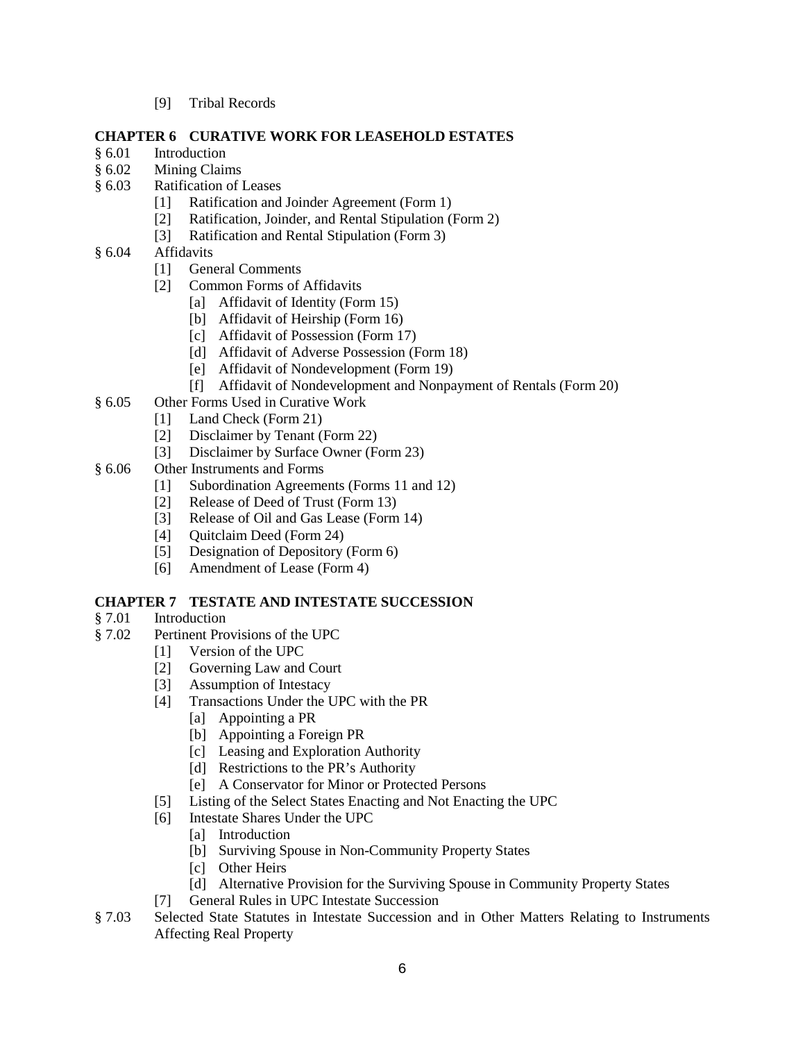[9] Tribal Records

**CHAPTER 6 CURATIVE WORK FOR LEASEHOLD ESTATES**

§ 6.01 Introduction
§ 6.02 Mining Claims
§ 6.03 Ratification of Leases
- [1] Ratification and Joinder Agreement (Form 1)
- [2] Ratification, Joinder, and Rental Stipulation (Form 2)
- [3] Ratification and Rental Stipulation (Form 3)

§ 6.04 Affidavits
- [1] General Comments
- [2] Common Forms of Affidavits
  - [a] Affidavit of Identity (Form 15)
  - [b] Affidavit of Heirship (Form 16)
  - [c] Affidavit of Possession (Form 17)
  - [d] Affidavit of Adverse Possession (Form 18)
  - [e] Affidavit of Nondevelopment (Form 19)
  - [f] Affidavit of Nondevelopment and Nonpayment of Rentals (Form 20)

§ 6.05 Other Forms Used in Curative Work
- [1] Land Check (Form 21)
- [2] Disclaimer by Tenant (Form 22)
- [3] Disclaimer by Surface Owner (Form 23)

§ 6.06 Other Instruments and Forms
- [1] Subordination Agreements (Forms 11 and 12)
- [2] Release of Deed of Trust (Form 13)
- [3] Release of Oil and Gas Lease (Form 14)
- [4] Quitclaim Deed (Form 24)
- [5] Designation of Depository (Form 6)
- [6] Amendment of Lease (Form 4)

**CHAPTER 7 TESTATE AND INTESTATE SUCCESSION**

§ 7.01 Introduction
§ 7.02 Pertinent Provisions of the UPC
- [1] Version of the UPC
- [2] Governing Law and Court
- [3] Assumption of Intestacy
- [4] Transactions Under the UPC with the PR
  - [a] Appointing a PR
  - [b] Appointing a Foreign PR
  - [c] Leasing and Exploration Authority
  - [d] Restrictions to the PR's Authority
  - [e] A Conservator for Minor or Protected Persons
- [5] Listing of the Select States Enacting and Not Enacting the UPC
- [6] Intestate Shares Under the UPC
  - [a] Introduction
  - [b] Surviving Spouse in Non-Community Property States
  - [c] Other Heirs
  - [d] Alternative Provision for the Surviving Spouse in Community Property States
- [7] General Rules in UPC Intestate Succession

§ 7.03 Selected State Statutes in Intestate Succession and in Other Matters Relating to Instruments Affecting Real Property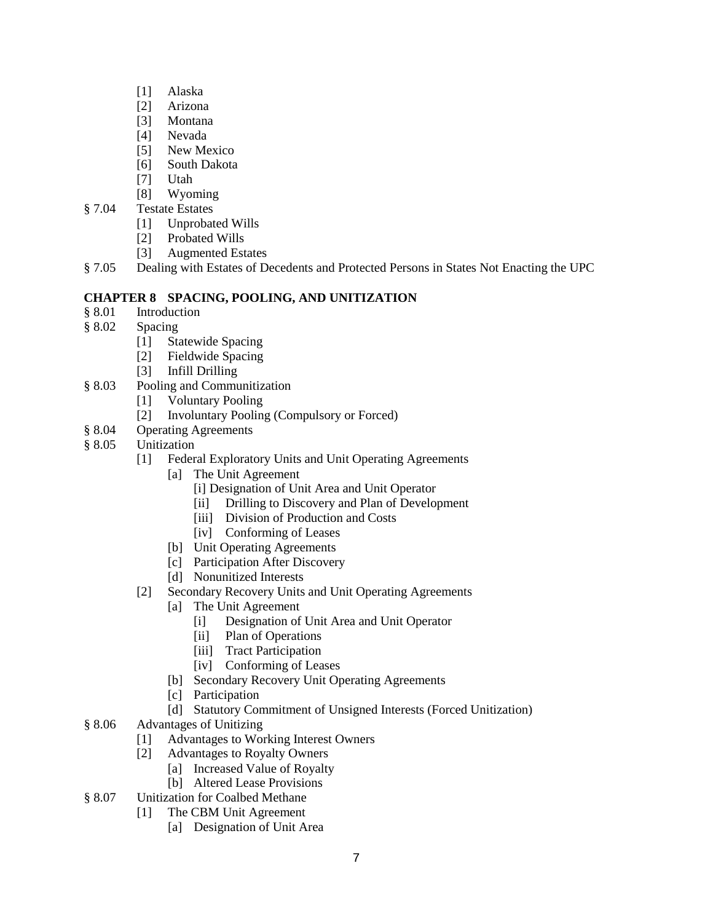- [1] Alaska
- [2] Arizona
- [3] Montana
- [4] Nevada
- [5] New Mexico
- [6] South Dakota
- [7] Utah
- [8] Wyoming

§ 7.04 Testate Estates
- [1] Unprobated Wills
- [2] Probated Wills
- [3] Augmented Estates

§ 7.05 Dealing with Estates of Decedents and Protected Persons in States Not Enacting the UPC

## CHAPTER 8 SPACING, POOLING, AND UNITIZATION

§ 8.01 Introduction

§ 8.02 Spacing
- [1] Statewide Spacing
- [2] Fieldwide Spacing
- [3] Infill Drilling

§ 8.03 Pooling and Communitization
- [1] Voluntary Pooling
- [2] Involuntary Pooling (Compulsory or Forced)

§ 8.04 Operating Agreements

§ 8.05 Unitization
- [1] Federal Exploratory Units and Unit Operating Agreements
  - [a] The Unit Agreement
    - [i] Designation of Unit Area and Unit Operator
    - [ii] Drilling to Discovery and Plan of Development
    - [iii] Division of Production and Costs
    - [iv] Conforming of Leases
  - [b] Unit Operating Agreements
  - [c] Participation After Discovery
  - [d] Nonunitized Interests
- [2] Secondary Recovery Units and Unit Operating Agreements
  - [a] The Unit Agreement
    - [i] Designation of Unit Area and Unit Operator
    - [ii] Plan of Operations
    - [iii] Tract Participation
    - [iv] Conforming of Leases
  - [b] Secondary Recovery Unit Operating Agreements
  - [c] Participation
  - [d] Statutory Commitment of Unsigned Interests (Forced Unitization)

§ 8.06 Advantages of Unitizing
- [1] Advantages to Working Interest Owners
- [2] Advantages to Royalty Owners
  - [a] Increased Value of Royalty
  - [b] Altered Lease Provisions

§ 8.07 Unitization for Coalbed Methane
- [1] The CBM Unit Agreement
  - [a] Designation of Unit Area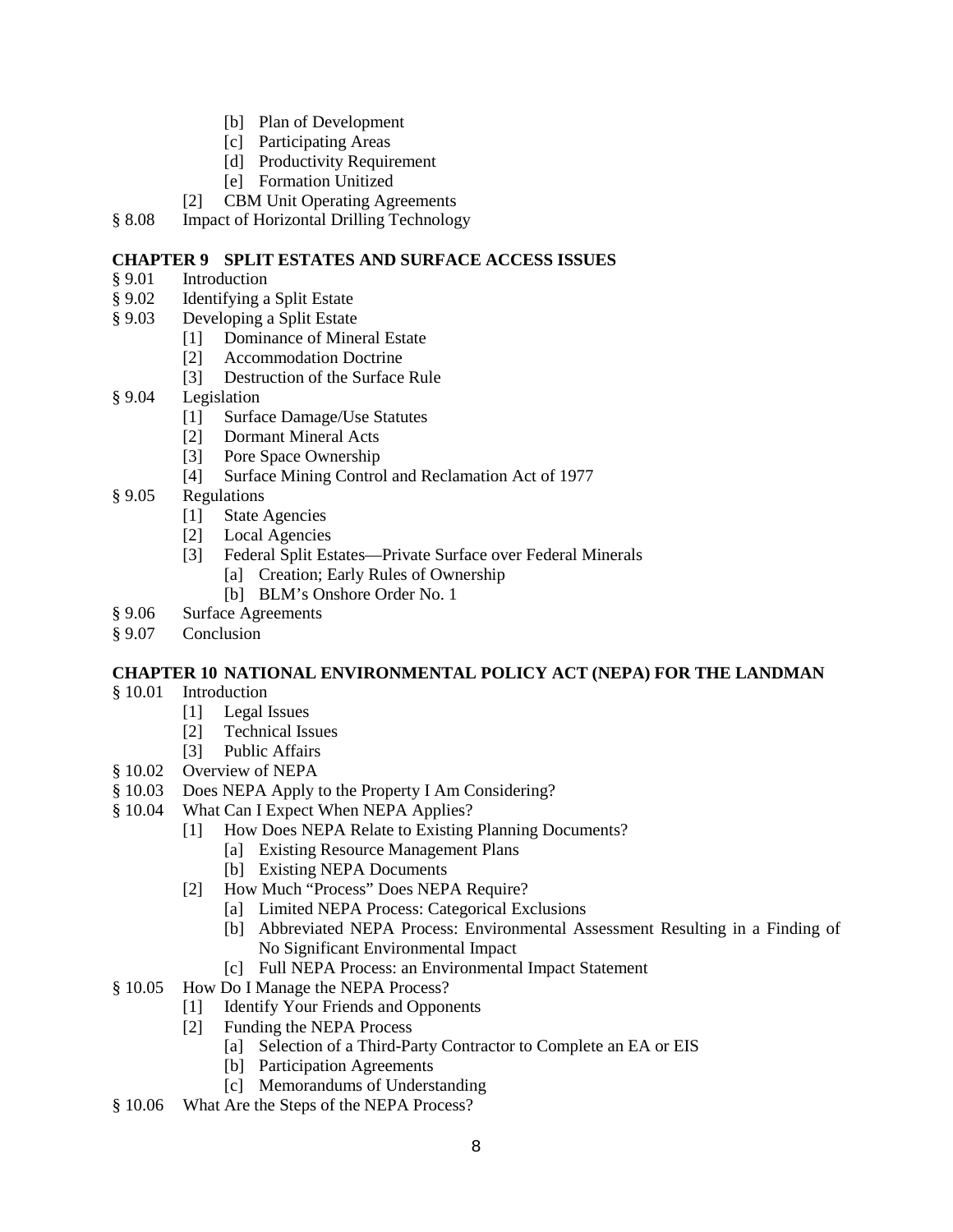- [b] Plan of Development
- [c] Participating Areas
- [d] Productivity Requirement
- [e] Formation Unitized
- [2] CBM Unit Operating Agreements

§ 8.08 Impact of Horizontal Drilling Technology

**CHAPTER 9 SPLIT ESTATES AND SURFACE ACCESS ISSUES**

§ 9.01 Introduction

§ 9.02 Identifying a Split Estate

§ 9.03 Developing a Split Estate
- [1] Dominance of Mineral Estate
- [2] Accommodation Doctrine
- [3] Destruction of the Surface Rule

§ 9.04 Legislation
- [1] Surface Damage/Use Statutes
- [2] Dormant Mineral Acts
- [3] Pore Space Ownership
- [4] Surface Mining Control and Reclamation Act of 1977

§ 9.05 Regulations
- [1] State Agencies
- [2] Local Agencies
- [3] Federal Split Estates—Private Surface over Federal Minerals
  - [a] Creation; Early Rules of Ownership
  - [b] BLM's Onshore Order No. 1

§ 9.06 Surface Agreements

§ 9.07 Conclusion

**CHAPTER 10 NATIONAL ENVIRONMENTAL POLICY ACT (NEPA) FOR THE LANDMAN**

§ 10.01 Introduction
- [1] Legal Issues
- [2] Technical Issues
- [3] Public Affairs

§ 10.02 Overview of NEPA

§ 10.03 Does NEPA Apply to the Property I Am Considering?

§ 10.04 What Can I Expect When NEPA Applies?
- [1] How Does NEPA Relate to Existing Planning Documents?
  - [a] Existing Resource Management Plans
  - [b] Existing NEPA Documents
- [2] How Much "Process" Does NEPA Require?
  - [a] Limited NEPA Process: Categorical Exclusions
  - [b] Abbreviated NEPA Process: Environmental Assessment Resulting in a Finding of No Significant Environmental Impact
  - [c] Full NEPA Process: an Environmental Impact Statement

§ 10.05 How Do I Manage the NEPA Process?
- [1] Identify Your Friends and Opponents
- [2] Funding the NEPA Process
  - [a] Selection of a Third-Party Contractor to Complete an EA or EIS
  - [b] Participation Agreements
  - [c] Memorandums of Understanding

§ 10.06 What Are the Steps of the NEPA Process?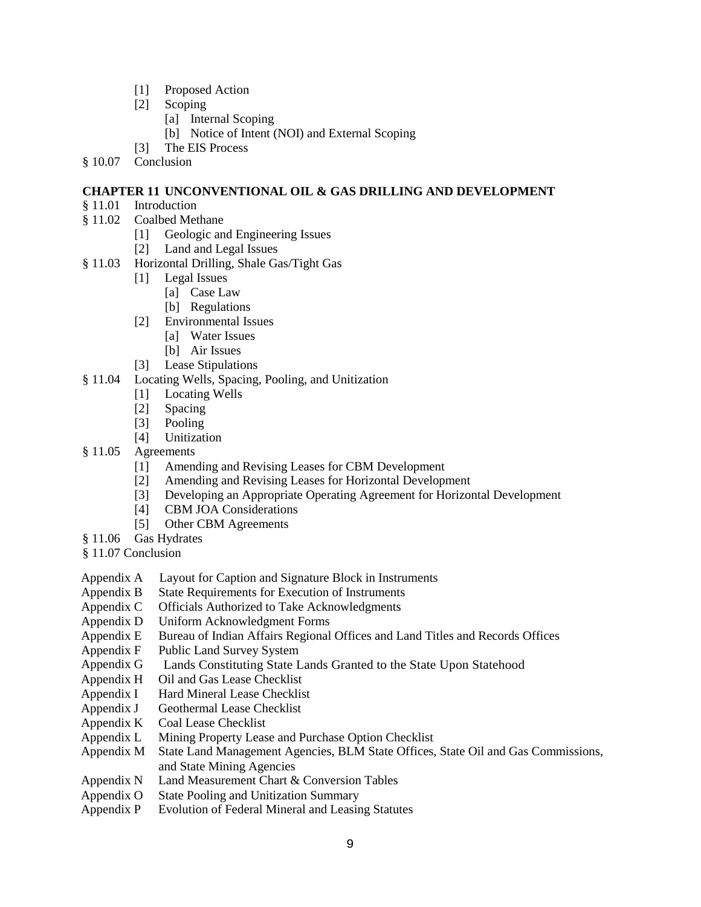- [1] Proposed Action
- [2] Scoping
  - [a] Internal Scoping
  - [b] Notice of Intent (NOI) and External Scoping
- [3] The EIS Process

§ 10.07 Conclusion

**CHAPTER 11 UNCONVENTIONAL OIL & GAS DRILLING AND DEVELOPMENT**

§ 11.01 Introduction

§ 11.02 Coalbed Methane
- [1] Geologic and Engineering Issues
- [2] Land and Legal Issues

§ 11.03 Horizontal Drilling, Shale Gas/Tight Gas
- [1] Legal Issues
  - [a] Case Law
  - [b] Regulations
- [2] Environmental Issues
  - [a] Water Issues
  - [b] Air Issues
- [3] Lease Stipulations

§ 11.04 Locating Wells, Spacing, Pooling, and Unitization
- [1] Locating Wells
- [2] Spacing
- [3] Pooling
- [4] Unitization

§ 11.05 Agreements
- [1] Amending and Revising Leases for CBM Development
- [2] Amending and Revising Leases for Horizontal Development
- [3] Developing an Appropriate Operating Agreement for Horizontal Development
- [4] CBM JOA Considerations
- [5] Other CBM Agreements

§ 11.06 Gas Hydrates

§ 11.07 Conclusion

Appendix A Layout for Caption and Signature Block in Instruments
Appendix B State Requirements for Execution of Instruments
Appendix C Officials Authorized to Take Acknowledgments
Appendix D Uniform Acknowledgment Forms
Appendix E Bureau of Indian Affairs Regional Offices and Land Titles and Records Offices
Appendix F Public Land Survey System
Appendix G Lands Constituting State Lands Granted to the State Upon Statehood
Appendix H Oil and Gas Lease Checklist
Appendix I Hard Mineral Lease Checklist
Appendix J Geothermal Lease Checklist
Appendix K Coal Lease Checklist
Appendix L Mining Property Lease and Purchase Option Checklist
Appendix M State Land Management Agencies, BLM State Offices, State Oil and Gas Commissions, and State Mining Agencies
Appendix N Land Measurement Chart & Conversion Tables
Appendix O State Pooling and Unitization Summary
Appendix P Evolution of Federal Mineral and Leasing Statutes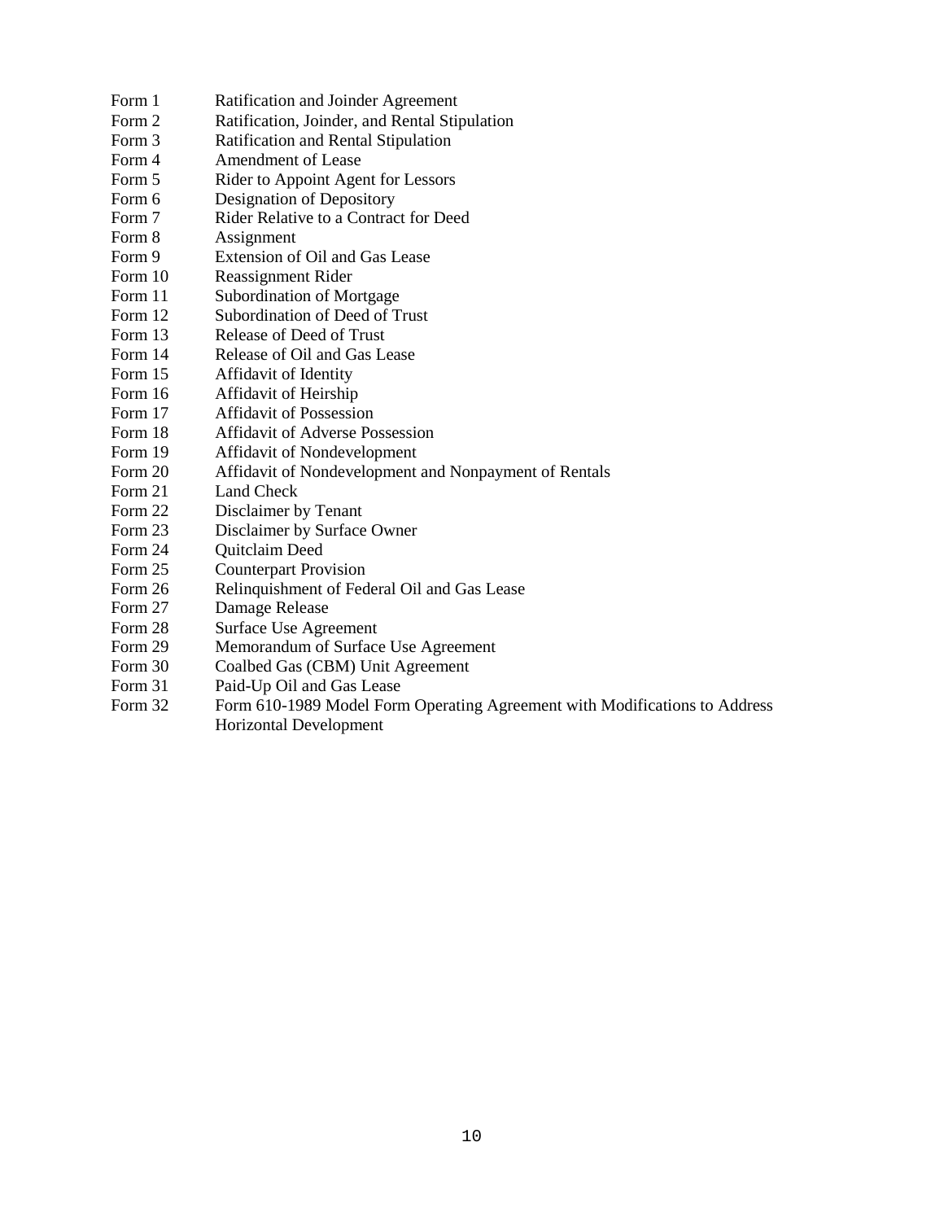| | |
|---|---|
| Form 1 | Ratification and Joinder Agreement |
| Form 2 | Ratification, Joinder, and Rental Stipulation |
| Form 3 | Ratification and Rental Stipulation |
| Form 4 | Amendment of Lease |
| Form 5 | Rider to Appoint Agent for Lessors |
| Form 6 | Designation of Depository |
| Form 7 | Rider Relative to a Contract for Deed |
| Form 8 | Assignment |
| Form 9 | Extension of Oil and Gas Lease |
| Form 10 | Reassignment Rider |
| Form 11 | Subordination of Mortgage |
| Form 12 | Subordination of Deed of Trust |
| Form 13 | Release of Deed of Trust |
| Form 14 | Release of Oil and Gas Lease |
| Form 15 | Affidavit of Identity |
| Form 16 | Affidavit of Heirship |
| Form 17 | Affidavit of Possession |
| Form 18 | Affidavit of Adverse Possession |
| Form 19 | Affidavit of Nondevelopment |
| Form 20 | Affidavit of Nondevelopment and Nonpayment of Rentals |
| Form 21 | Land Check |
| Form 22 | Disclaimer by Tenant |
| Form 23 | Disclaimer by Surface Owner |
| Form 24 | Quitclaim Deed |
| Form 25 | Counterpart Provision |
| Form 26 | Relinquishment of Federal Oil and Gas Lease |
| Form 27 | Damage Release |
| Form 28 | Surface Use Agreement |
| Form 29 | Memorandum of Surface Use Agreement |
| Form 30 | Coalbed Gas (CBM) Unit Agreement |
| Form 31 | Paid-Up Oil and Gas Lease |
| Form 32 | Form 610-1989 Model Form Operating Agreement with Modifications to Address Horizontal Development |